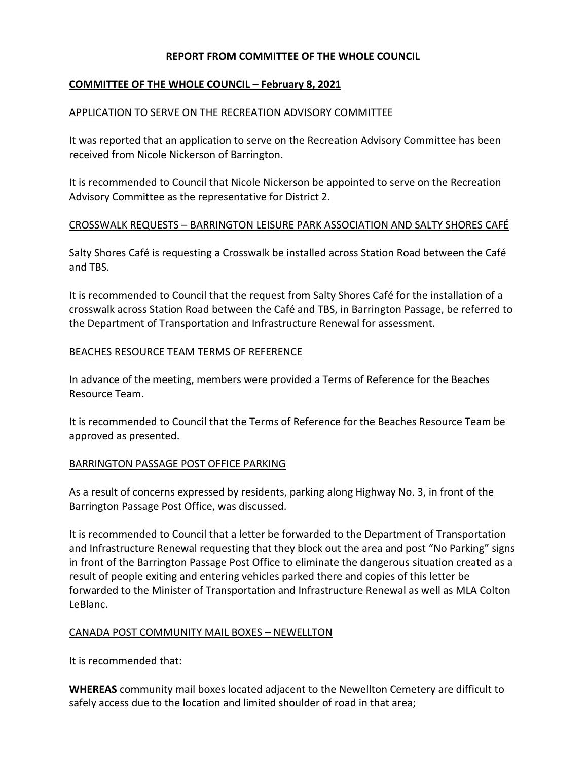# REPORT FROM COMMITTEE OF THE WHOLE COUNCIL

## COMMITTEE OF THE WHOLE COUNCIL – February 8, 2021

### APPLICATION TO SERVE ON THE RECREATION ADVISORY COMMITTEE

It was reported that an application to serve on the Recreation Advisory Committee has been received from Nicole Nickerson of Barrington.

It is recommended to Council that Nicole Nickerson be appointed to serve on the Recreation Advisory Committee as the representative for District 2.

### CROSSWALK REQUESTS – BARRINGTON LEISURE PARK ASSOCIATION AND SALTY SHORES CAFÉ

Salty Shores Café is requesting a Crosswalk be installed across Station Road between the Café and TBS.

It is recommended to Council that the request from Salty Shores Café for the installation of a crosswalk across Station Road between the Café and TBS, in Barrington Passage, be referred to the Department of Transportation and Infrastructure Renewal for assessment.

### BEACHES RESOURCE TEAM TERMS OF REFERENCE

In advance of the meeting, members were provided a Terms of Reference for the Beaches Resource Team.

It is recommended to Council that the Terms of Reference for the Beaches Resource Team be approved as presented.

### BARRINGTON PASSAGE POST OFFICE PARKING

As a result of concerns expressed by residents, parking along Highway No. 3, in front of the Barrington Passage Post Office, was discussed.

It is recommended to Council that a letter be forwarded to the Department of Transportation and Infrastructure Renewal requesting that they block out the area and post "No Parking" signs in front of the Barrington Passage Post Office to eliminate the dangerous situation created as a result of people exiting and entering vehicles parked there and copies of this letter be forwarded to the Minister of Transportation and Infrastructure Renewal as well as MLA Colton LeBlanc.

### CANADA POST COMMUNITY MAIL BOXES – NEWELLTON

It is recommended that:

**WHEREAS** community mail boxes located adjacent to the Newellton Cemetery are difficult to safely access due to the location and limited shoulder of road in that area;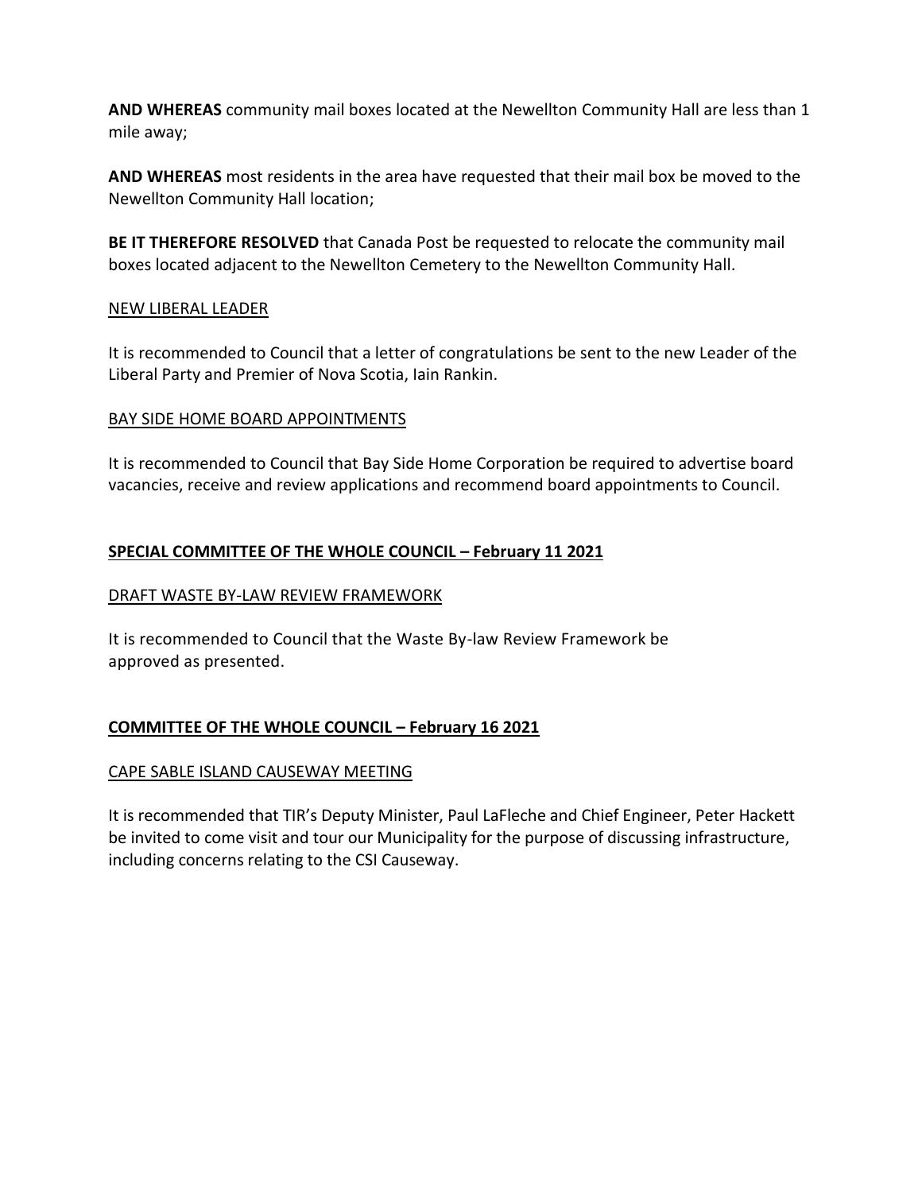**AND WHEREAS** community mail boxes located at the Newellton Community Hall are less than 1 mile away;

**AND WHEREAS** most residents in the area have requested that their mail box be moved to the Newellton Community Hall location;

**BE IT THEREFORE RESOLVED** that Canada Post be requested to relocate the community mail boxes located adjacent to the Newellton Cemetery to the Newellton Community Hall.

NEW LIBERAL LEADER

It is recommended to Council that a letter of congratulations be sent to the new Leader of the Liberal Party and Premier of Nova Scotia, Iain Rankin.

BAY SIDE HOME BOARD APPOINTMENTS

It is recommended to Council that Bay Side Home Corporation be required to advertise board vacancies, receive and review applications and recommend board appointments to Council.

## SPECIAL COMMITTEE OF THE WHOLE COUNCIL – February 11 2021

DRAFT WASTE BY-LAW REVIEW FRAMEWORK

It is recommended to Council that the Waste By-law Review Framework be approved as presented.

## COMMITTEE OF THE WHOLE COUNCIL – February 16 2021

CAPE SABLE ISLAND CAUSEWAY MEETING

It is recommended that TIR's Deputy Minister, Paul LaFleche and Chief Engineer, Peter Hackett be invited to come visit and tour our Municipality for the purpose of discussing infrastructure, including concerns relating to the CSI Causeway.